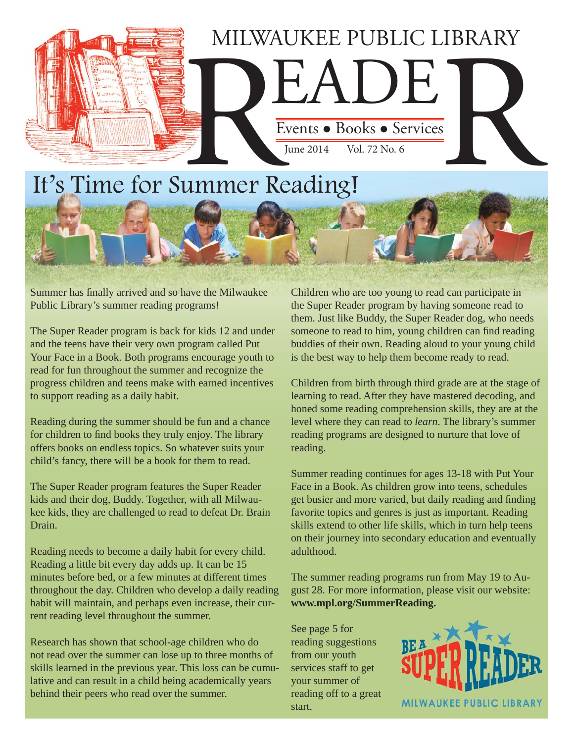# MILWAUKEE PUBLIC LIBRARY READER

Events • Books • Services

June 2014 Vol. 72 No. 6

## It's Time for Summer Reading!

Summer has finally arrived and so have the Milwaukee Public Library's summer reading programs!

The Super Reader program is back for kids 12 and under and the teens have their very own program called Put Your Face in a Book. Both programs encourage youth to read for fun throughout the summer and recognize the progress children and teens make with earned incentives to support reading as a daily habit.

Reading during the summer should be fun and a chance for children to find books they truly enjoy. The library offers books on endless topics. So whatever suits your child's fancy, there will be a book for them to read.

The Super Reader program features the Super Reader kids and their dog, Buddy. Together, with all Milwaukee kids, they are challenged to read to defeat Dr. Brain Drain.

Reading needs to become a daily habit for every child. Reading a little bit every day adds up. It can be 15 minutes before bed, or a few minutes at different times throughout the day. Children who develop a daily reading habit will maintain, and perhaps even increase, their current reading level throughout the summer.

Research has shown that school-age children who do not read over the summer can lose up to three months of skills learned in the previous year. This loss can be cumulative and can result in a child being academically years behind their peers who read over the summer.

Children who are too young to read can participate in the Super Reader program by having someone read to them. Just like Buddy, the Super Reader dog, who needs someone to read to him, young children can find reading buddies of their own. Reading aloud to your young child is the best way to help them become ready to read.

Children from birth through third grade are at the stage of learning to read. After they have mastered decoding, and honed some reading comprehension skills, they are at the level where they can read to *learn*. The library's summer reading programs are designed to nurture that love of reading.

Summer reading continues for ages 13-18 with Put Your Face in a Book. As children grow into teens, schedules get busier and more varied, but daily reading and finding favorite topics and genres is just as important. Reading skills extend to other life skills, which in turn help teens on their journey into secondary education and eventually adulthood.

The summer reading programs run from May 19 to August 28. For more information, please visit our website: **www.mpl.org/SummerReading.**

See page 5 for reading suggestions from our youth services staff to get your summer of reading off to a great start.

BE A SUPER READER

MILWAUKEE PUBLIC LIBRARY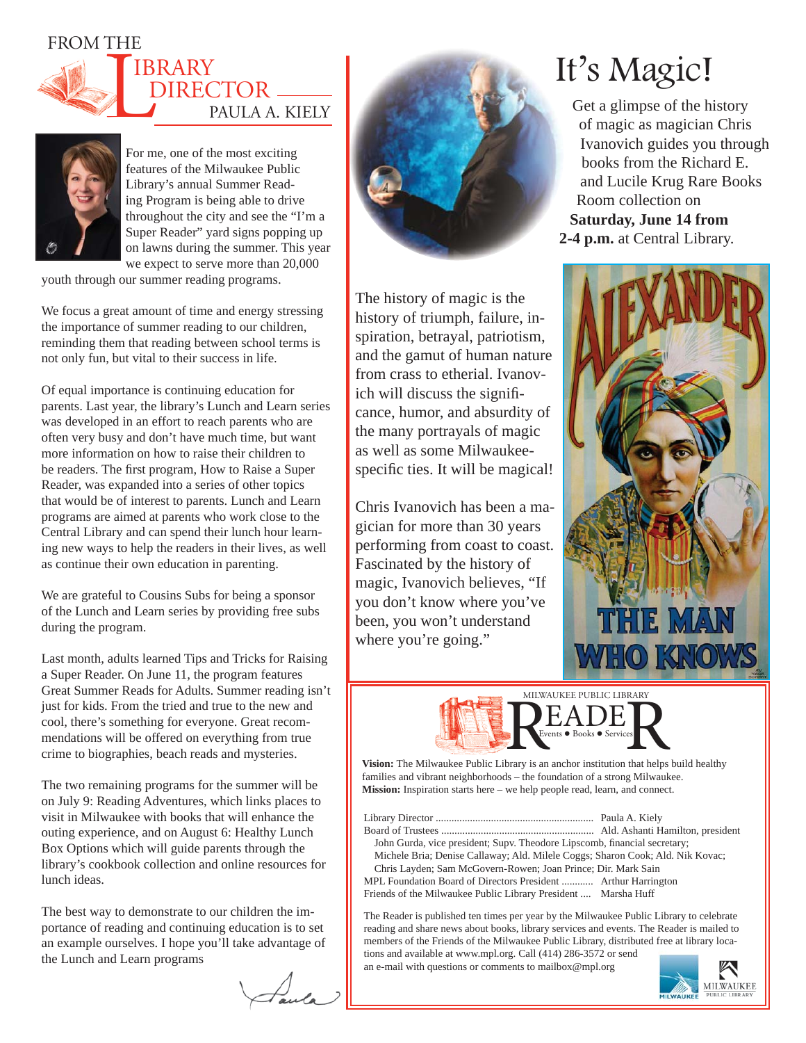# FROM THE LIBRARY DIRECTOR

## PAULA A. KIELY

For me, one of the most exciting features of the Milwaukee Public Library's annual Summer Reading Program is being able to drive throughout the city and see the "I'm a Super Reader" yard signs popping up on lawns during the summer. This year we expect to serve more than 20,000 youth through our summer reading programs.

We focus a great amount of time and energy stressing the importance of summer reading to our children, reminding them that reading between school terms is not only fun, but vital to their success in life.

Of equal importance is continuing education for parents. Last year, the library's Lunch and Learn series was developed in an effort to reach parents who are often very busy and don't have much time, but want more information on how to raise their children to be readers. The first program, How to Raise a Super Reader, was expanded into a series of other topics that would be of interest to parents. Lunch and Learn programs are aimed at parents who work close to the Central Library and can spend their lunch hour learning new ways to help the readers in their lives, as well as continue their own education in parenting.

We are grateful to Cousins Subs for being a sponsor of the Lunch and Learn series by providing free subs during the program.

Last month, adults learned Tips and Tricks for Raising a Super Reader. On June 11, the program features Great Summer Reads for Adults. Summer reading isn't just for kids. From the tried and true to the new and cool, there's something for everyone. Great recommendations will be offered on everything from true crime to biographies, beach reads and mysteries.

The two remaining programs for the summer will be on July 9: Reading Adventures, which links places to visit in Milwaukee with books that will enhance the outing experience, and on August 6: Healthy Lunch Box Options which will guide parents through the library's cookbook collection and online resources for lunch ideas.

The best way to demonstrate to our children the importance of reading and continuing education is to set an example ourselves. I hope you'll take advantage of the Lunch and Learn programs

Paula

# It's Magic!

Get a glimpse of the history of magic as magician Chris Ivanovich guides you through books from the Richard E. and Lucile Krug Rare Books Room collection on **Saturday, June 14 from 2-4 p.m.** at Central Library.

The history of magic is the history of triumph, failure, inspiration, betrayal, patriotism, and the gamut of human nature from crass to etherial. Ivanovich will discuss the significance, humor, and absurdity of the many portrayals of magic as well as some Milwaukee-specific ties. It will be magical!

Chris Ivanovich has been a magician for more than 30 years performing from coast to coast. Fascinated by the history of magic, Ivanovich believes, "If you don't know where you've been, you won't understand where you're going."

ALEXANDER THE MAN WHO KNOWS

---

MILWAUKEE PUBLIC LIBRARY
# READER
Events ● Books ● Services

**Vision:** The Milwaukee Public Library is an anchor institution that helps build healthy families and vibrant neighborhoods – the foundation of a strong Milwaukee.
**Mission:** Inspiration starts here – we help people read, learn, and connect.

Library Director ........ Paula A. Kiely
Board of Trustees ........ Ald. Ashanti Hamilton, president
John Gurda, vice president; Supv. Theodore Lipscomb, financial secretary; Michele Bria; Denise Callaway; Ald. Milele Coggs; Sharon Cook; Ald. Nik Kovac; Chris Layden; Sam McGovern-Rowen; Joan Prince; Dir. Mark Sain
MPL Foundation Board of Directors President ........ Arthur Harrington
Friends of the Milwaukee Public Library President .... Marsha Huff

The Reader is published ten times per year by the Milwaukee Public Library to celebrate reading and share news about books, library services and events. The Reader is mailed to members of the Friends of the Milwaukee Public Library, distributed free at library locations and available at www.mpl.org. Call (414) 286-3572 or send an e-mail with questions or comments to mailbox@mpl.org

MILWAUKEE PUBLIC LIBRARY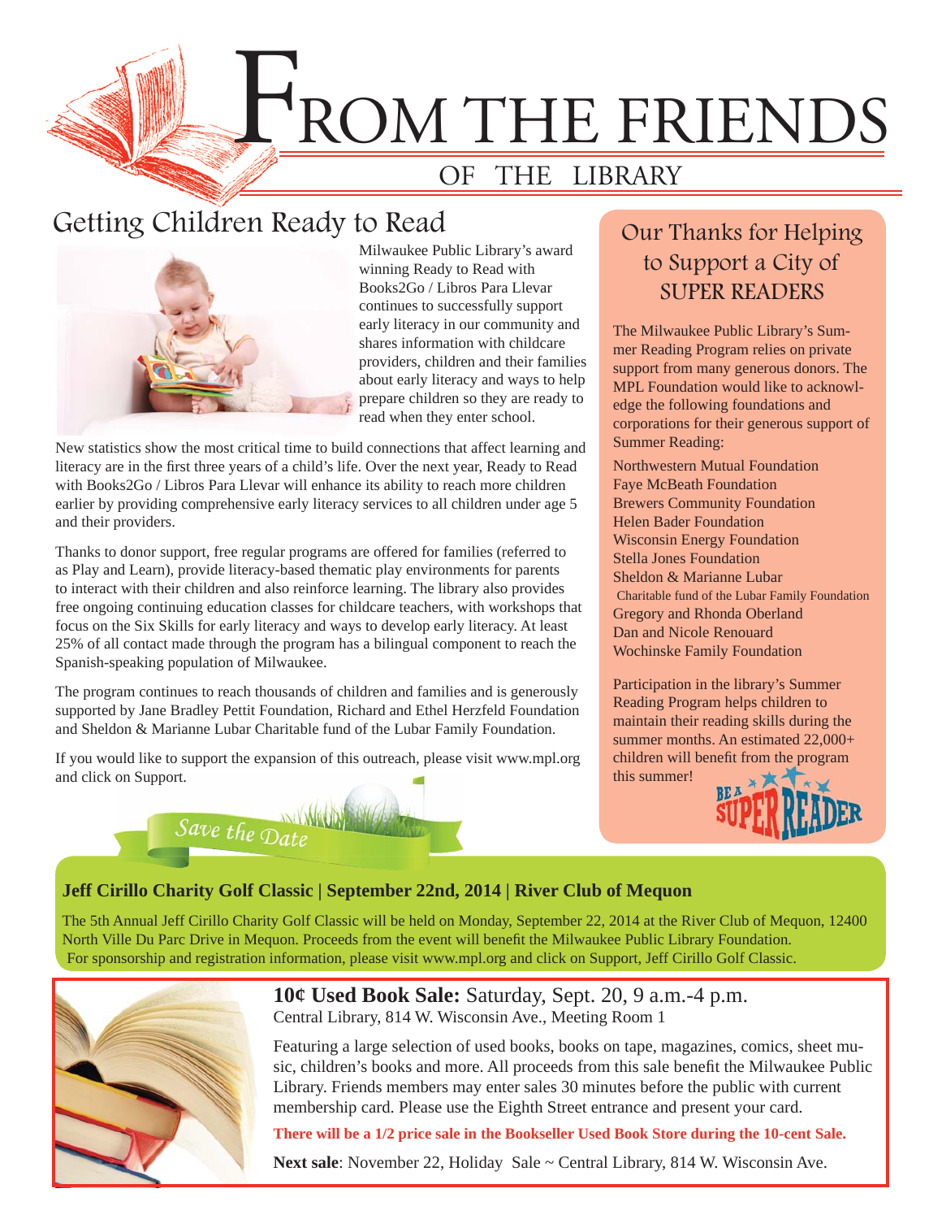# FROM THE FRIENDS OF THE LIBRARY

## Getting Children Ready to Read

Milwaukee Public Library's award winning Ready to Read with Books2Go / Libros Para Llevar continues to successfully support early literacy in our community and shares information with childcare providers, children and their families about early literacy and ways to help prepare children so they are ready to read when they enter school.

New statistics show the most critical time to build connections that affect learning and literacy are in the first three years of a child's life. Over the next year, Ready to Read with Books2Go / Libros Para Llevar will enhance its ability to reach more children earlier by providing comprehensive early literacy services to all children under age 5 and their providers.

Thanks to donor support, free regular programs are offered for families (referred to as Play and Learn), provide literacy-based thematic play environments for parents to interact with their children and also reinforce learning. The library also provides free ongoing continuing education classes for childcare teachers, with workshops that focus on the Six Skills for early literacy and ways to develop early literacy. At least 25% of all contact made through the program has a bilingual component to reach the Spanish-speaking population of Milwaukee.

The program continues to reach thousands of children and families and is generously supported by Jane Bradley Pettit Foundation, Richard and Ethel Herzfeld Foundation and Sheldon & Marianne Lubar Charitable fund of the Lubar Family Foundation.

If you would like to support the expansion of this outreach, please visit www.mpl.org and click on Support.

## Our Thanks for Helping to Support a City of SUPER READERS

The Milwaukee Public Library's Summer Reading Program relies on private support from many generous donors. The MPL Foundation would like to acknowledge the following foundations and corporations for their generous support of Summer Reading:

Northwestern Mutual Foundation
Faye McBeath Foundation
Brewers Community Foundation
Helen Bader Foundation
Wisconsin Energy Foundation
Stella Jones Foundation
Sheldon & Marianne Lubar
Charitable fund of the Lubar Family Foundation
Gregory and Rhonda Oberland
Dan and Nicole Renouard
Wochinske Family Foundation

Participation in the library's Summer Reading Program helps children to maintain their reading skills during the summer months. An estimated 22,000+ children will benefit from the program this summer!

BE A SUPER READER

*Save the Date*

**Jeff Cirillo Charity Golf Classic | September 22nd, 2014 | River Club of Mequon**

The 5th Annual Jeff Cirillo Charity Golf Classic will be held on Monday, September 22, 2014 at the River Club of Mequon, 12400 North Ville Du Parc Drive in Mequon. Proceeds from the event will benefit the Milwaukee Public Library Foundation. For sponsorship and registration information, please visit www.mpl.org and click on Support, Jeff Cirillo Golf Classic.

**10¢ Used Book Sale:** Saturday, Sept. 20, 9 a.m.-4 p.m.
Central Library, 814 W. Wisconsin Ave., Meeting Room 1

Featuring a large selection of used books, books on tape, magazines, comics, sheet music, children's books and more. All proceeds from this sale benefit the Milwaukee Public Library. Friends members may enter sales 30 minutes before the public with current membership card. Please use the Eighth Street entrance and present your card.

**There will be a 1/2 price sale in the Bookseller Used Book Store during the 10-cent Sale.**

**Next sale**: November 22, Holiday Sale ~ Central Library, 814 W. Wisconsin Ave.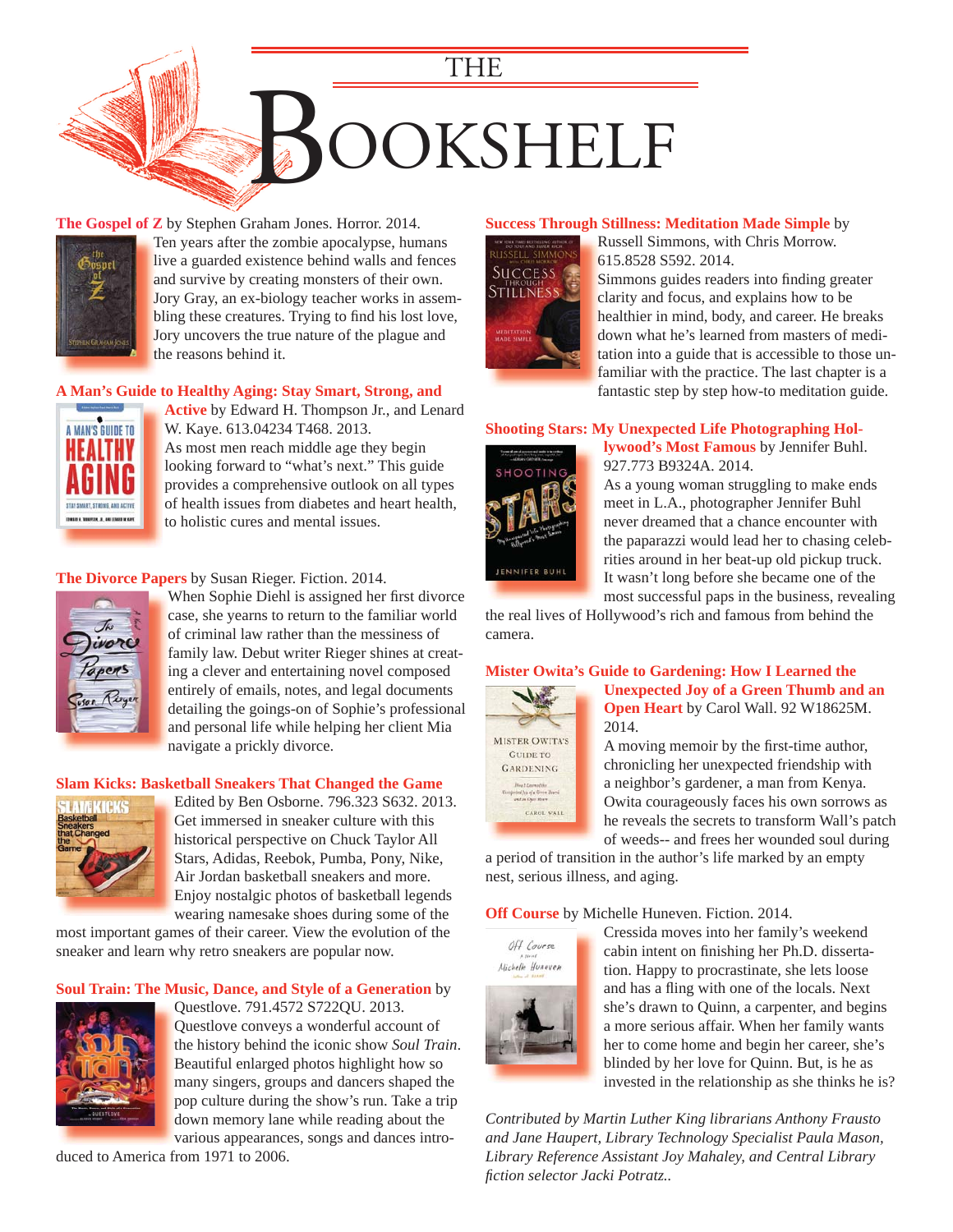# THE BOOKSHELF

**The Gospel of Z** by Stephen Graham Jones. Horror. 2014.

Ten years after the zombie apocalypse, humans live a guarded existence behind walls and fences and survive by creating monsters of their own. Jory Gray, an ex-biology teacher works in assembling these creatures. Trying to find his lost love, Jory uncovers the true nature of the plague and the reasons behind it.

**A Man's Guide to Healthy Aging: Stay Smart, Strong, and Active** by Edward H. Thompson Jr., and Lenard W. Kaye. 613.04234 T468. 2013.

As most men reach middle age they begin looking forward to "what's next." This guide provides a comprehensive outlook on all types of health issues from diabetes and heart health, to holistic cures and mental issues.

**The Divorce Papers** by Susan Rieger. Fiction. 2014.

When Sophie Diehl is assigned her first divorce case, she yearns to return to the familiar world of criminal law rather than the messiness of family law. Debut writer Rieger shines at creating a clever and entertaining novel composed entirely of emails, notes, and legal documents detailing the goings-on of Sophie's professional and personal life while helping her client Mia navigate a prickly divorce.

**Slam Kicks: Basketball Sneakers That Changed the Game** Edited by Ben Osborne. 796.323 S632. 2013.

Get immersed in sneaker culture with this historical perspective on Chuck Taylor All Stars, Adidas, Reebok, Pumba, Pony, Nike, Air Jordan basketball sneakers and more. Enjoy nostalgic photos of basketball legends wearing namesake shoes during some of the most important games of their career. View the evolution of the sneaker and learn why retro sneakers are popular now.

**Soul Train: The Music, Dance, and Style of a Generation** by Questlove. 791.4572 S722QU. 2013.

Questlove conveys a wonderful account of the history behind the iconic show *Soul Train*. Beautiful enlarged photos highlight how so many singers, groups and dancers shaped the pop culture during the show's run. Take a trip down memory lane while reading about the various appearances, songs and dances introduced to America from 1971 to 2006.

**Success Through Stillness: Meditation Made Simple** by Russell Simmons, with Chris Morrow. 615.8528 S592. 2014.

Simmons guides readers into finding greater clarity and focus, and explains how to be healthier in mind, body, and career. He breaks down what he's learned from masters of meditation into a guide that is accessible to those unfamiliar with the practice. The last chapter is a fantastic step by step how-to meditation guide.

**Shooting Stars: My Unexpected Life Photographing Hollywood's Most Famous** by Jennifer Buhl. 927.773 B9324A. 2014.

As a young woman struggling to make ends meet in L.A., photographer Jennifer Buhl never dreamed that a chance encounter with the paparazzi would lead her to chasing celebrities around in her beat-up old pickup truck. It wasn't long before she became one of the most successful paps in the business, revealing the real lives of Hollywood's rich and famous from behind the camera.

**Mister Owita's Guide to Gardening: How I Learned the Unexpected Joy of a Green Thumb and an Open Heart** by Carol Wall. 92 W18625M. 2014.

A moving memoir by the first-time author, chronicling her unexpected friendship with a neighbor's gardener, a man from Kenya. Owita courageously faces his own sorrows as he reveals the secrets to transform Wall's patch of weeds-- and frees her wounded soul during a period of transition in the author's life marked by an empty nest, serious illness, and aging.

**Off Course** by Michelle Huneven. Fiction. 2014.

Cressida moves into her family's weekend cabin intent on finishing her Ph.D. dissertation. Happy to procrastinate, she lets loose and has a fling with one of the locals. Next she's drawn to Quinn, a carpenter, and begins a more serious affair. When her family wants her to come home and begin her career, she's blinded by her love for Quinn. But, is he as invested in the relationship as she thinks he is?

*Contributed by Martin Luther King librarians Anthony Frausto and Jane Haupert, Library Technology Specialist Paula Mason, Library Reference Assistant Joy Mahaley, and Central Library fiction selector Jacki Potratz..*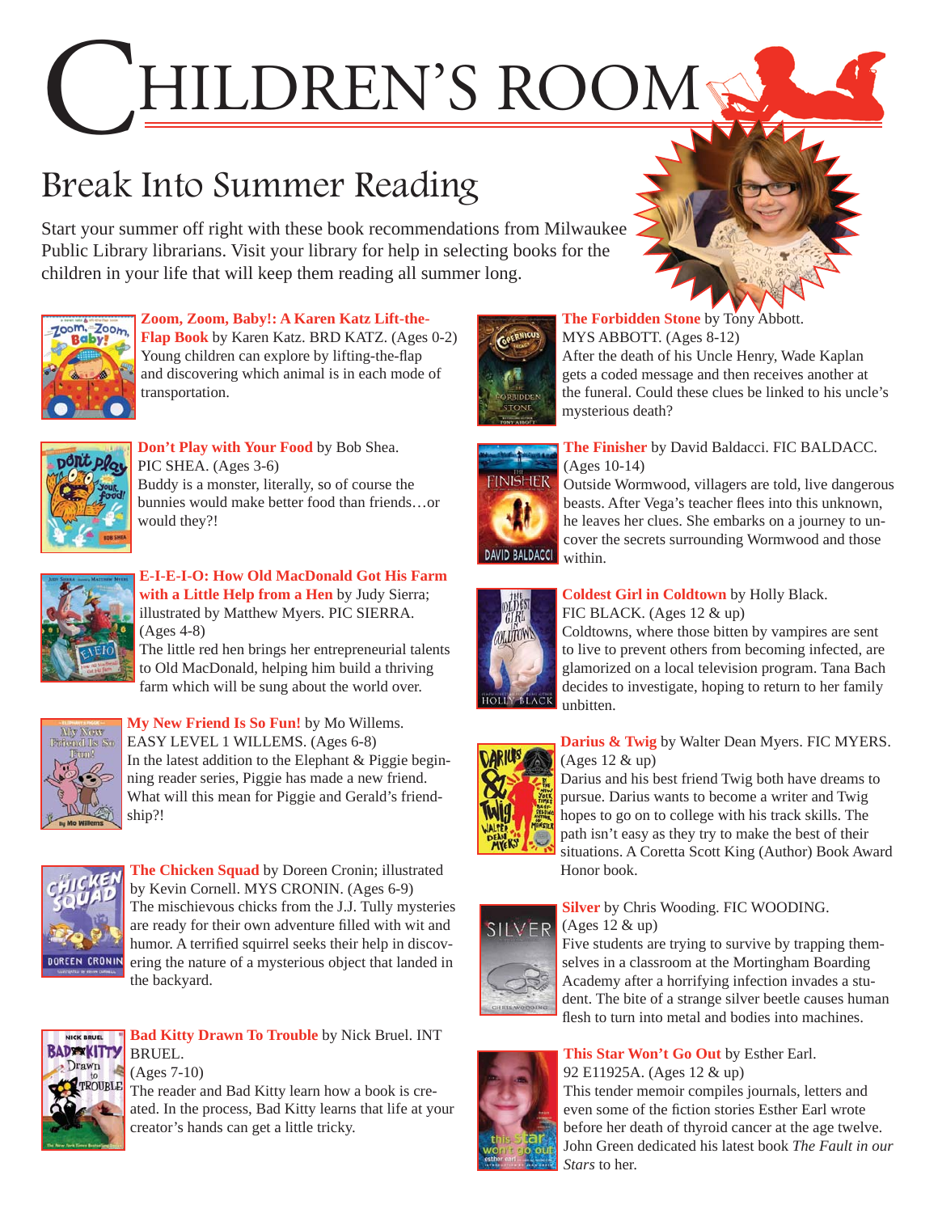# CHILDREN'S ROOM

## Break Into Summer Reading

Start your summer off right with these book recommendations from Milwaukee Public Library librarians. Visit your library for help in selecting books for the children in your life that will keep them reading all summer long.

**Zoom, Zoom, Baby!: A Karen Katz Lift-the-Flap Book** by Karen Katz. BRD KATZ. (Ages 0-2)
Young children can explore by lifting-the-flap and discovering which animal is in each mode of transportation.

**Don't Play with Your Food** by Bob Shea. PIC SHEA. (Ages 3-6)
Buddy is a monster, literally, so of course the bunnies would make better food than friends…or would they?!

**E-I-E-I-O: How Old MacDonald Got His Farm with a Little Help from a Hen** by Judy Sierra; illustrated by Matthew Myers. PIC SIERRA. (Ages 4-8)
The little red hen brings her entrepreneurial talents to Old MacDonald, helping him build a thriving farm which will be sung about the world over.

**My New Friend Is So Fun!** by Mo Willems. EASY LEVEL 1 WILLEMS. (Ages 6-8)
In the latest addition to the Elephant & Piggie beginning reader series, Piggie has made a new friend. What will this mean for Piggie and Gerald's friendship?!

**The Chicken Squad** by Doreen Cronin; illustrated by Kevin Cornell. MYS CRONIN. (Ages 6-9)
The mischievous chicks from the J.J. Tully mysteries are ready for their own adventure filled with wit and humor. A terrified squirrel seeks their help in discovering the nature of a mysterious object that landed in the backyard.

**Bad Kitty Drawn To Trouble** by Nick Bruel. INT BRUEL.
(Ages 7-10)
The reader and Bad Kitty learn how a book is created. In the process, Bad Kitty learns that life at your creator's hands can get a little tricky.

**The Forbidden Stone** by Tony Abbott. MYS ABBOTT. (Ages 8-12)
After the death of his Uncle Henry, Wade Kaplan gets a coded message and then receives another at the funeral. Could these clues be linked to his uncle's mysterious death?

**The Finisher** by David Baldacci. FIC BALDACC. (Ages 10-14)
Outside Wormwood, villagers are told, live dangerous beasts. After Vega's teacher flees into this unknown, he leaves her clues. She embarks on a journey to uncover the secrets surrounding Wormwood and those within.

**Coldest Girl in Coldtown** by Holly Black. FIC BLACK. (Ages 12 & up)
Coldtowns, where those bitten by vampires are sent to live to prevent others from becoming infected, are glamorized on a local television program. Tana Bach decides to investigate, hoping to return to her family unbitten.

**Darius & Twig** by Walter Dean Myers. FIC MYERS. (Ages 12 & up)
Darius and his best friend Twig both have dreams to pursue. Darius wants to become a writer and Twig hopes to go on to college with his track skills. The path isn't easy as they try to make the best of their situations. A Coretta Scott King (Author) Book Award Honor book.

**Silver** by Chris Wooding. FIC WOODING. (Ages 12 & up)
Five students are trying to survive by trapping themselves in a classroom at the Mortingham Boarding Academy after a horrifying infection invades a student. The bite of a strange silver beetle causes human flesh to turn into metal and bodies into machines.

**This Star Won't Go Out** by Esther Earl. 92 E11925A. (Ages 12 & up)
This tender memoir compiles journals, letters and even some of the fiction stories Esther Earl wrote before her death of thyroid cancer at the age twelve. John Green dedicated his latest book *The Fault in our Stars* to her.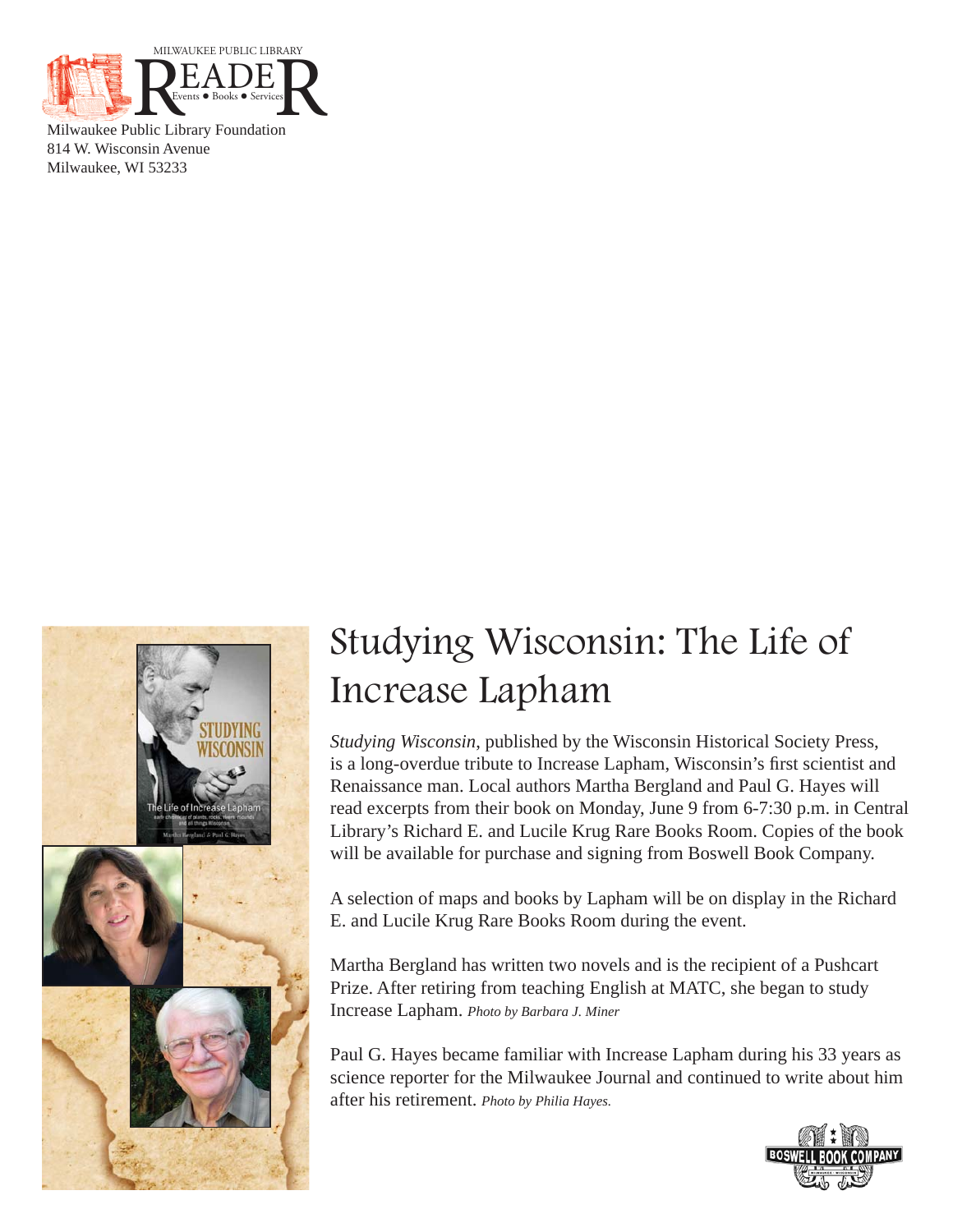MILWAUKEE PUBLIC LIBRARY READER Events • Books • Services

Milwaukee Public Library Foundation
814 W. Wisconsin Avenue
Milwaukee, WI 53233

# Studying Wisconsin: The Life of Increase Lapham

*Studying Wisconsin*, published by the Wisconsin Historical Society Press, is a long-overdue tribute to Increase Lapham, Wisconsin's first scientist and Renaissance man. Local authors Martha Bergland and Paul G. Hayes will read excerpts from their book on Monday, June 9 from 6-7:30 p.m. in Central Library's Richard E. and Lucile Krug Rare Books Room. Copies of the book will be available for purchase and signing from Boswell Book Company.

A selection of maps and books by Lapham will be on display in the Richard E. and Lucile Krug Rare Books Room during the event.

Martha Bergland has written two novels and is the recipient of a Pushcart Prize. After retiring from teaching English at MATC, she began to study Increase Lapham. *Photo by Barbara J. Miner*

Paul G. Hayes became familiar with Increase Lapham during his 33 years as science reporter for the Milwaukee Journal and continued to write about him after his retirement. *Photo by Philia Hayes.*